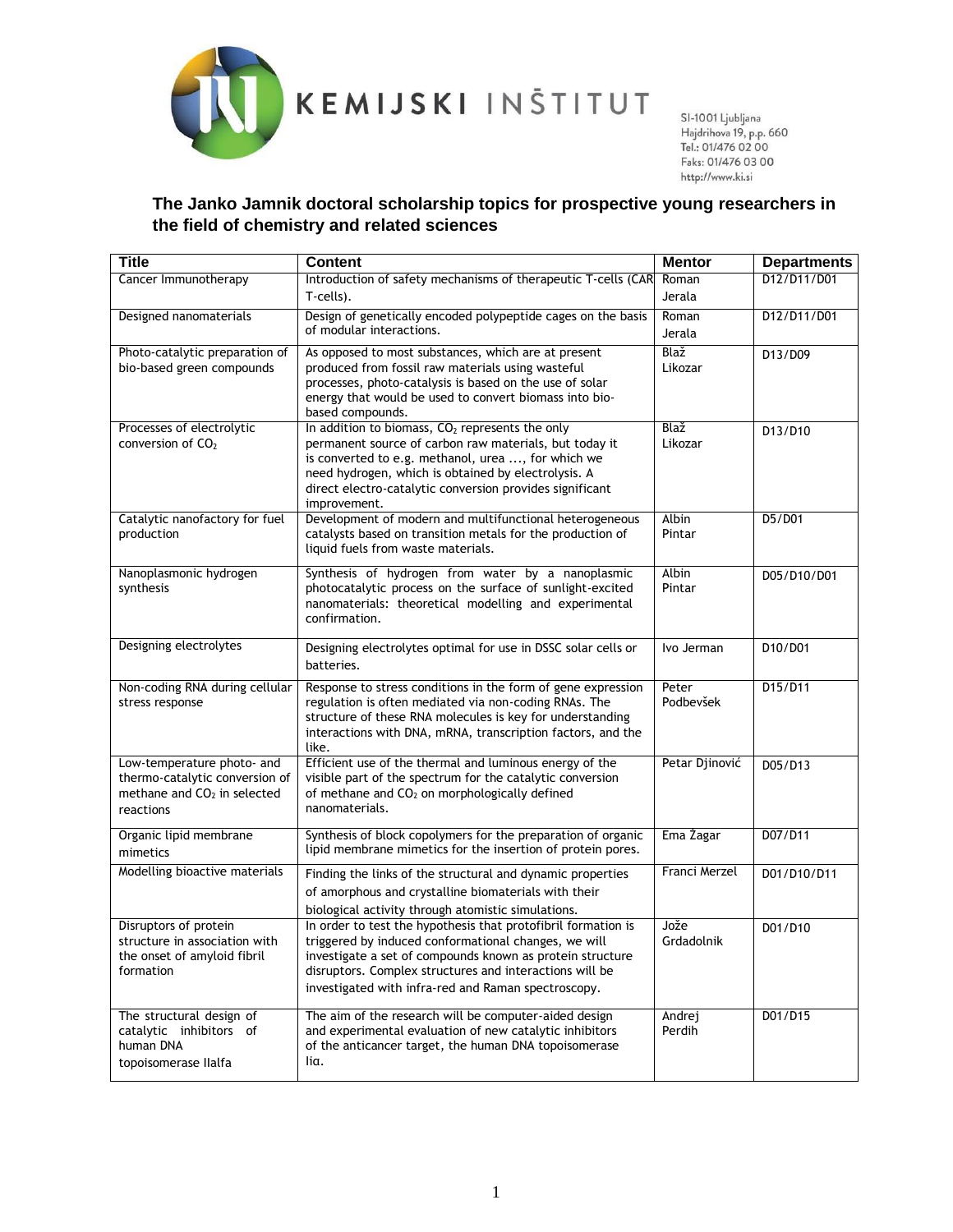KEMIJSKI INŠTITUT

SI-1001 Ljubljana
Hajdrihova 19, p.p. 660
Tel.: 01/476 02 00
Faks: 01/476 03 00
http://www.ki.si

## The Janko Jamnik doctoral scholarship topics for prospective young researchers in the field of chemistry and related sciences

| Title | Content | Mentor | Departments |
|---|---|---|---|
| Cancer Immunotherapy | Introduction of safety mechanisms of therapeutic T-cells (CAR T-cells). | Roman Jerala | D12/D11/D01 |
| Designed nanomaterials | Design of genetically encoded polypeptide cages on the basis of modular interactions. | Roman Jerala | D12/D11/D01 |
| Photo-catalytic preparation of bio-based green compounds | As opposed to most substances, which are at present produced from fossil raw materials using wasteful processes, photo-catalysis is based on the use of solar energy that would be used to convert biomass into bio-based compounds. | Blaž Likozar | D13/D09 |
| Processes of electrolytic conversion of $CO_2$ | In addition to biomass, $CO_2$ represents the only permanent source of carbon raw materials, but today it is converted to e.g. methanol, urea ..., for which we need hydrogen, which is obtained by electrolysis. A direct electro-catalytic conversion provides significant improvement. | Blaž Likozar | D13/D10 |
| Catalytic nanofactory for fuel production | Development of modern and multifunctional heterogeneous catalysts based on transition metals for the production of liquid fuels from waste materials. | Albin Pintar | D5/D01 |
| Nanoplasmonic hydrogen synthesis | Synthesis of hydrogen from water by a nanoplasmic photocatalytic process on the surface of sunlight-excited nanomaterials: theoretical modelling and experimental confirmation. | Albin Pintar | D05/D10/D01 |
| Designing electrolytes | Designing electrolytes optimal for use in DSSC solar cells or batteries. | Ivo Jerman | D10/D01 |
| Non-coding RNA during cellular stress response | Response to stress conditions in the form of gene expression regulation is often mediated via non-coding RNAs. The structure of these RNA molecules is key for understanding interactions with DNA, mRNA, transcription factors, and the like. | Peter Podbevšek | D15/D11 |
| Low-temperature photo- and thermo-catalytic conversion of methane and $CO_2$ in selected reactions | Efficient use of the thermal and luminous energy of the visible part of the spectrum for the catalytic conversion of methane and $CO_2$ on morphologically defined nanomaterials. | Petar Djinović | D05/D13 |
| Organic lipid membrane mimetics | Synthesis of block copolymers for the preparation of organic lipid membrane mimetics for the insertion of protein pores. | Ema Žagar | D07/D11 |
| Modelling bioactive materials | Finding the links of the structural and dynamic properties of amorphous and crystalline biomaterials with their biological activity through atomistic simulations. | Franci Merzel | D01/D10/D11 |
| Disruptors of protein structure in association with the onset of amyloid fibril formation | In order to test the hypothesis that protofibril formation is triggered by induced conformational changes, we will investigate a set of compounds known as protein structure disruptors. Complex structures and interactions will be investigated with infra-red and Raman spectroscopy. | Jože Grdadolnik | D01/D10 |
| The structural design of catalytic inhibitors of human DNA topoisomerase IIalfa | The aim of the research will be computer-aided design and experimental evaluation of new catalytic inhibitors of the anticancer target, the human DNA topoisomerase IIα. | Andrej Perdih | D01/D15 |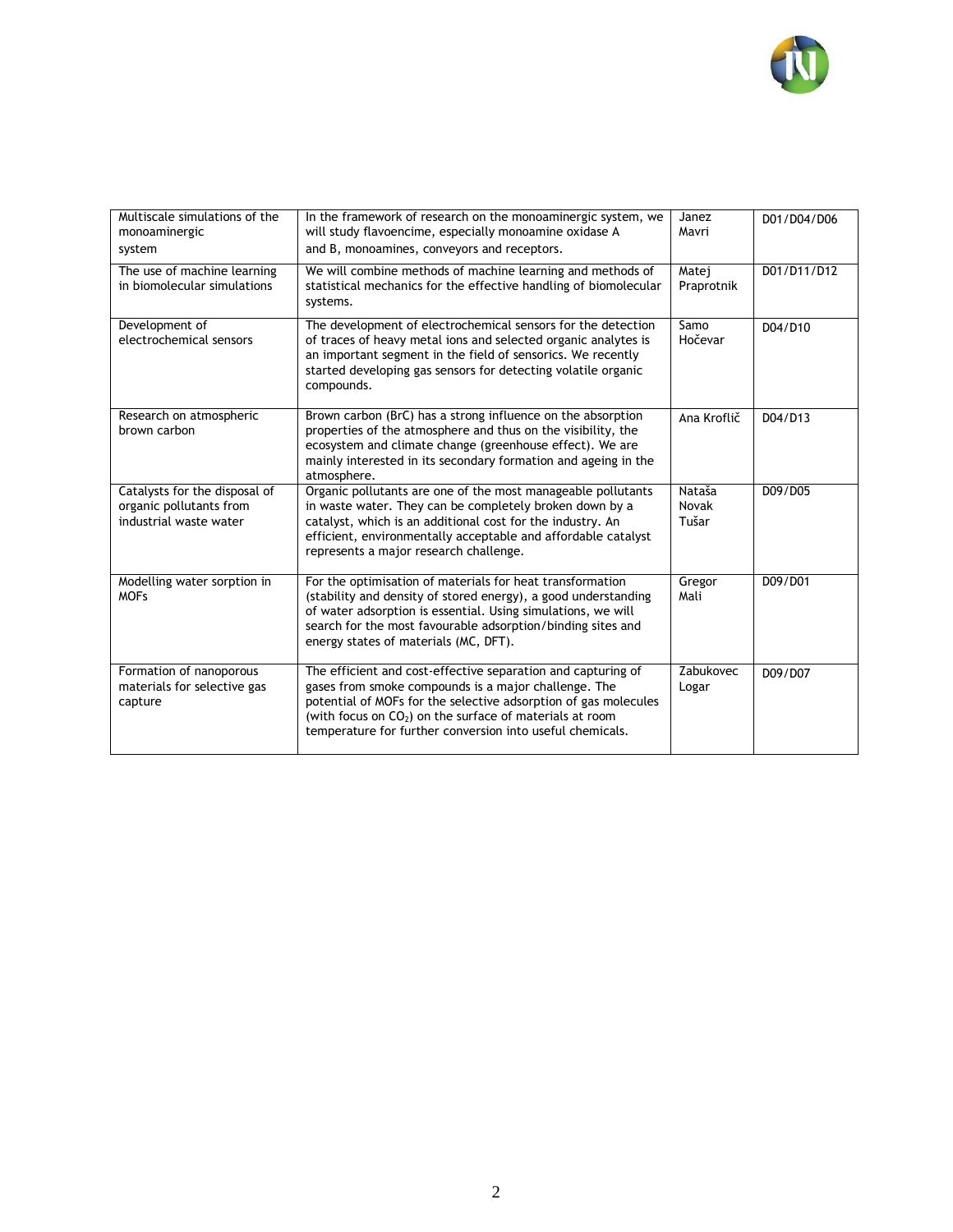| | | | |
|---|---|---|---|
| Multiscale simulations of the monoaminergic system | In the framework of research on the monoaminergic system, we will study flavoencime, especially monoamine oxidase A and B, monoamines, conveyors and receptors. | Janez Mavri | D01/D04/D06 |
| The use of machine learning in biomolecular simulations | We will combine methods of machine learning and methods of statistical mechanics for the effective handling of biomolecular systems. | Matej Praprotnik | D01/D11/D12 |
| Development of electrochemical sensors | The development of electrochemical sensors for the detection of traces of heavy metal ions and selected organic analytes is an important segment in the field of sensorics. We recently started developing gas sensors for detecting volatile organic compounds. | Samo Hočevar | D04/D10 |
| Research on atmospheric brown carbon | Brown carbon (BrC) has a strong influence on the absorption properties of the atmosphere and thus on the visibility, the ecosystem and climate change (greenhouse effect). We are mainly interested in its secondary formation and ageing in the atmosphere. | Ana Kroflič | D04/D13 |
| Catalysts for the disposal of organic pollutants from industrial waste water | Organic pollutants are one of the most manageable pollutants in waste water. They can be completely broken down by a catalyst, which is an additional cost for the industry. An efficient, environmentally acceptable and affordable catalyst represents a major research challenge. | Nataša Novak Tušar | D09/D05 |
| Modelling water sorption in MOFs | For the optimisation of materials for heat transformation (stability and density of stored energy), a good understanding of water adsorption is essential. Using simulations, we will search for the most favourable adsorption/binding sites and energy states of materials (MC, DFT). | Gregor Mali | D09/D01 |
| Formation of nanoporous materials for selective gas capture | The efficient and cost-effective separation and capturing of gases from smoke compounds is a major challenge. The potential of MOFs for the selective adsorption of gas molecules (with focus on $CO_2$) on the surface of materials at room temperature for further conversion into useful chemicals. | Zabukovec Logar | D09/D07 |